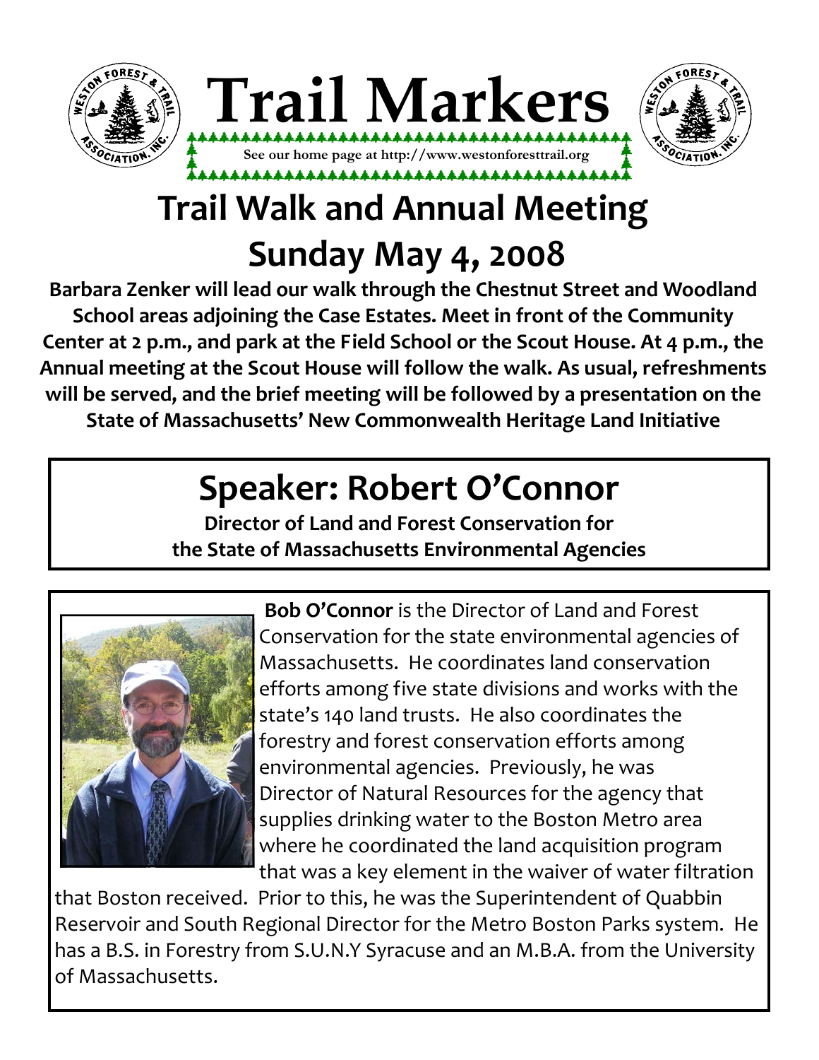# Trail Markers

See our home page at http://www.westonforesttrail.org

# Trail Walk and Annual Meeting

# Sunday May 4, 2008

**Barbara Zenker will lead our walk through the Chestnut Street and Woodland School areas adjoining the Case Estates. Meet in front of the Community Center at 2 p.m., and park at the Field School or the Scout House. At 4 p.m., the Annual meeting at the Scout House will follow the walk. As usual, refreshments will be served, and the brief meeting will be followed by a presentation on the State of Massachusetts' New Commonwealth Heritage Land Initiative**

## Speaker: Robert O'Connor

**Director of Land and Forest Conservation for the State of Massachusetts Environmental Agencies**

**Bob O'Connor** is the Director of Land and Forest Conservation for the state environmental agencies of Massachusetts. He coordinates land conservation efforts among five state divisions and works with the state's 140 land trusts. He also coordinates the forestry and forest conservation efforts among environmental agencies. Previously, he was Director of Natural Resources for the agency that supplies drinking water to the Boston Metro area where he coordinated the land acquisition program that was a key element in the waiver of water filtration that Boston received. Prior to this, he was the Superintendent of Quabbin Reservoir and South Regional Director for the Metro Boston Parks system. He has a B.S. in Forestry from S.U.N.Y Syracuse and an M.B.A. from the University of Massachusetts.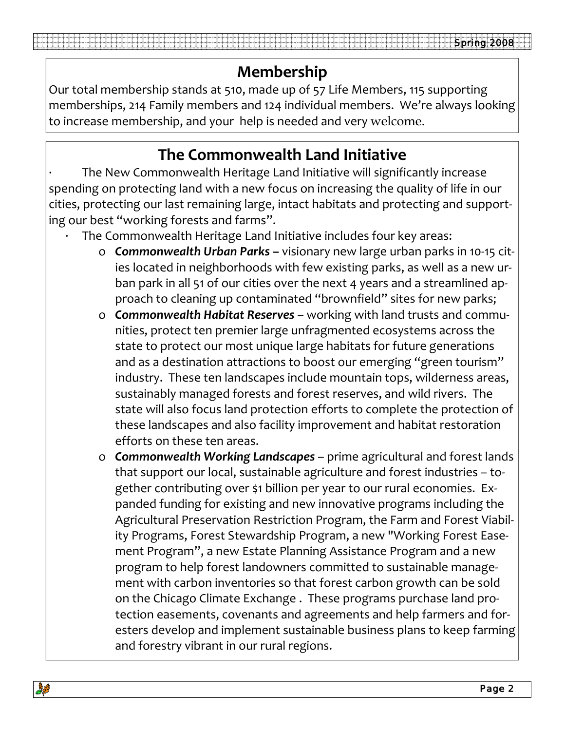## Membership

Our total membership stands at 510, made up of 57 Life Members, 115 supporting memberships, 214 Family members and 124 individual members. We're always looking to increase membership, and your help is needed and very welcome.

## The Commonwealth Land Initiative

- The New Commonwealth Heritage Land Initiative will significantly increase spending on protecting land with a new focus on increasing the quality of life in our cities, protecting our last remaining large, intact habitats and protecting and supporting our best "working forests and farms".
- The Commonwealth Heritage Land Initiative includes four key areas:
  - ***Commonwealth Urban Parks*** **–** visionary new large urban parks in 10-15 cities located in neighborhoods with few existing parks, as well as a new urban park in all 51 of our cities over the next 4 years and a streamlined approach to cleaning up contaminated "brownfield" sites for new parks;
  - ***Commonwealth Habitat Reserves*** – working with land trusts and communities, protect ten premier large unfragmented ecosystems across the state to protect our most unique large habitats for future generations and as a destination attractions to boost our emerging "green tourism" industry. These ten landscapes include mountain tops, wilderness areas, sustainably managed forests and forest reserves, and wild rivers. The state will also focus land protection efforts to complete the protection of these landscapes and also facility improvement and habitat restoration efforts on these ten areas.
  - ***Commonwealth Working Landscapes*** – prime agricultural and forest lands that support our local, sustainable agriculture and forest industries – together contributing over $1 billion per year to our rural economies. Expanded funding for existing and new innovative programs including the Agricultural Preservation Restriction Program, the Farm and Forest Viability Programs, Forest Stewardship Program, a new "Working Forest Easement Program", a new Estate Planning Assistance Program and a new program to help forest landowners committed to sustainable management with carbon inventories so that forest carbon growth can be sold on the Chicago Climate Exchange . These programs purchase land protection easements, covenants and agreements and help farmers and foresters develop and implement sustainable business plans to keep farming and forestry vibrant in our rural regions.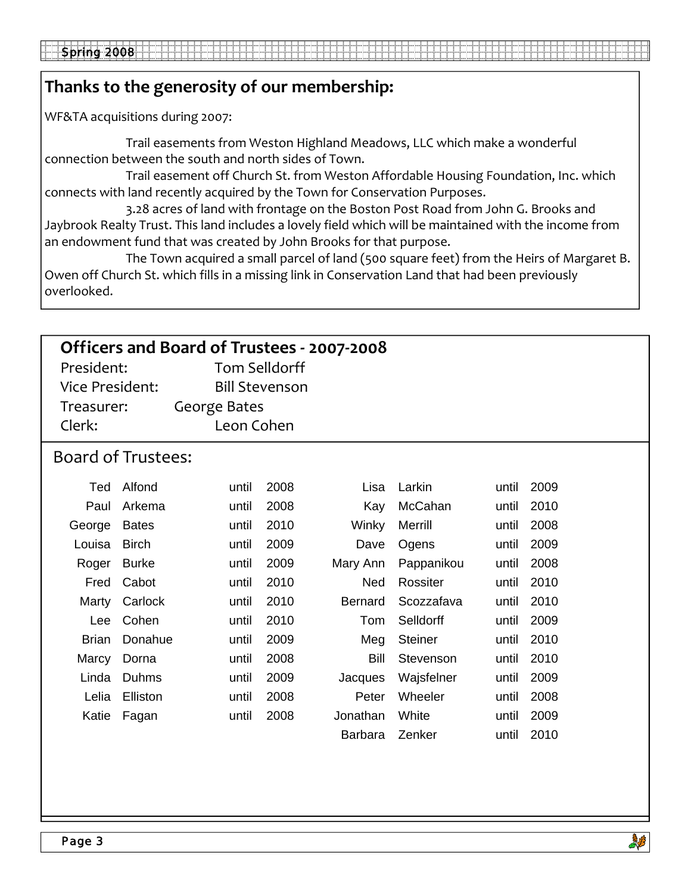## Thanks to the generosity of our membership:

WF&TA acquisitions during 2007:

Trail easements from Weston Highland Meadows, LLC which make a wonderful connection between the south and north sides of Town.

Trail easement off Church St. from Weston Affordable Housing Foundation, Inc. which connects with land recently acquired by the Town for Conservation Purposes.

3.28 acres of land with frontage on the Boston Post Road from John G. Brooks and Jaybrook Realty Trust. This land includes a lovely field which will be maintained with the income from an endowment fund that was created by John Brooks for that purpose.

The Town acquired a small parcel of land (500 square feet) from the Heirs of Margaret B. Owen off Church St. which fills in a missing link in Conservation Land that had been previously overlooked.

## Officers and Board of Trustees - 2007-2008

President: Tom Selldorff
Vice President: Bill Stevenson
Treasurer: George Bates
Clerk: Leon Cohen

### Board of Trustees:

| | | | | | | | |
|---|---|---|---|---|---|---|---|
| Ted | Alfond | until | 2008 | Lisa | Larkin | until | 2009 |
| Paul | Arkema | until | 2008 | Kay | McCahan | until | 2010 |
| George | Bates | until | 2010 | Winky | Merrill | until | 2008 |
| Louisa | Birch | until | 2009 | Dave | Ogens | until | 2009 |
| Roger | Burke | until | 2009 | Mary Ann | Pappanikou | until | 2008 |
| Fred | Cabot | until | 2010 | Ned | Rossiter | until | 2010 |
| Marty | Carlock | until | 2010 | Bernard | Scozzafava | until | 2010 |
| Lee | Cohen | until | 2010 | Tom | Selldorff | until | 2009 |
| Brian | Donahue | until | 2009 | Meg | Steiner | until | 2010 |
| Marcy | Dorna | until | 2008 | Bill | Stevenson | until | 2010 |
| Linda | Duhms | until | 2009 | Jacques | Wajsfelner | until | 2009 |
| Lelia | Elliston | until | 2008 | Peter | Wheeler | until | 2008 |
| Katie | Fagan | until | 2008 | Jonathan | White | until | 2009 |
| | | | | Barbara | Zenker | until | 2010 |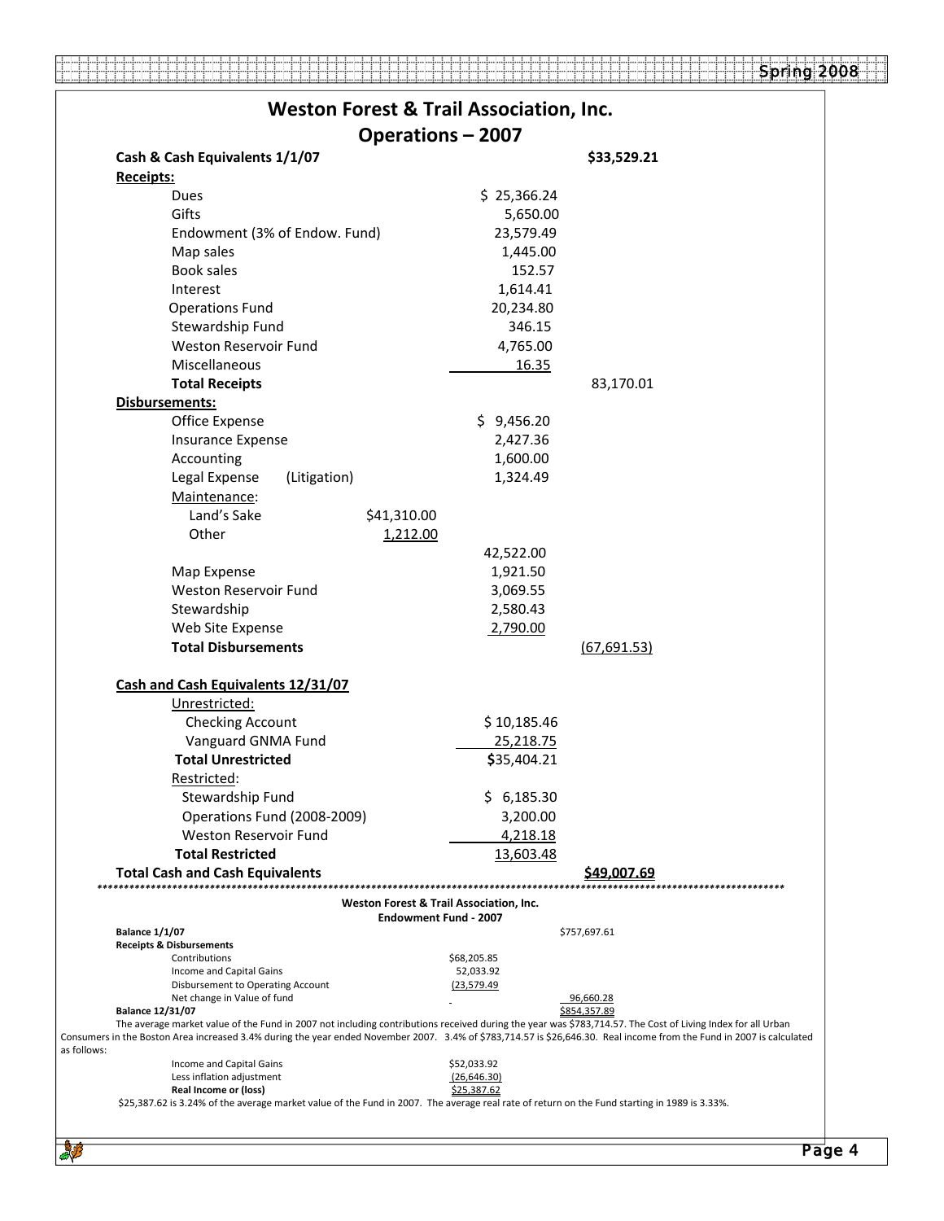# Weston Forest & Trail Association, Inc.
## Operations – 2007

| | | | |
|---|---|---|---|
| **Cash & Cash Equivalents 1/1/07** | | | **$33,529.21** |
| **Receipts:** | | | |
| Dues | | $ 25,366.24 | |
| Gifts | | 5,650.00 | |
| Endowment (3% of Endow. Fund) | | 23,579.49 | |
| Map sales | | 1,445.00 | |
| Book sales | | 152.57 | |
| Interest | | 1,614.41 | |
| Operations Fund | | 20,234.80 | |
| Stewardship Fund | | 346.15 | |
| Weston Reservoir Fund | | 4,765.00 | |
| Miscellaneous | | 16.35 | |
| **Total Receipts** | | | 83,170.01 |
| **Disbursements:** | | | |
| Office Expense | | $ 9,456.20 | |
| Insurance Expense | | 2,427.36 | |
| Accounting | | 1,600.00 | |
| Legal Expense (Litigation) | | 1,324.49 | |
| Maintenance: | | | |
| Land's Sake | $41,310.00 | | |
| Other | 1,212.00 | | |
| | | 42,522.00 | |
| Map Expense | | 1,921.50 | |
| Weston Reservoir Fund | | 3,069.55 | |
| Stewardship | | 2,580.43 | |
| Web Site Expense | | 2,790.00 | |
| **Total Disbursements** | | | (67,691.53) |
| **Cash and Cash Equivalents 12/31/07** | | | |
| Unrestricted: | | | |
| Checking Account | | $ 10,185.46 | |
| Vanguard GNMA Fund | | 25,218.75 | |
| **Total Unrestricted** | | **$**35,404.21 | |
| Restricted: | | | |
| Stewardship Fund | | $ 6,185.30 | |
| Operations Fund (2008-2009) | | 3,200.00 | |
| Weston Reservoir Fund | | 4,218.18 | |
| **Total Restricted** | | 13,603.48 | |
| **Total Cash and Cash Equivalents** | | | **$49,007.69** |

**Weston Forest & Trail Association, Inc.**
**Endowment Fund - 2007**

| | | |
|---|---|---|
| **Balance 1/1/07** | | $757,697.61 |
| **Receipts & Disbursements** | | |
| Contributions | $68,205.85 | |
| Income and Capital Gains | 52,033.92 | |
| Disbursement to Operating Account | (23,579.49) | |
| Net change in Value of fund | | 96,660.28 |
| **Balance 12/31/07** | | $854,357.89 |

The average market value of the Fund in 2007 not including contributions received during the year was $783,714.57. The Cost of Living Index for all Urban Consumers in the Boston Area increased 3.4% during the year ended November 2007. 3.4% of $783,714.57 is $26,646.30. Real income from the Fund in 2007 is calculated as follows:

| | |
|---|---|
| Income and Capital Gains | $52,033.92 |
| Less inflation adjustment | (26,646.30) |
| **Real Income or (loss)** | $25,387.62 |

$25,387.62 is 3.24% of the average market value of the Fund in 2007. The average real rate of return on the Fund starting in 1989 is 3.33%.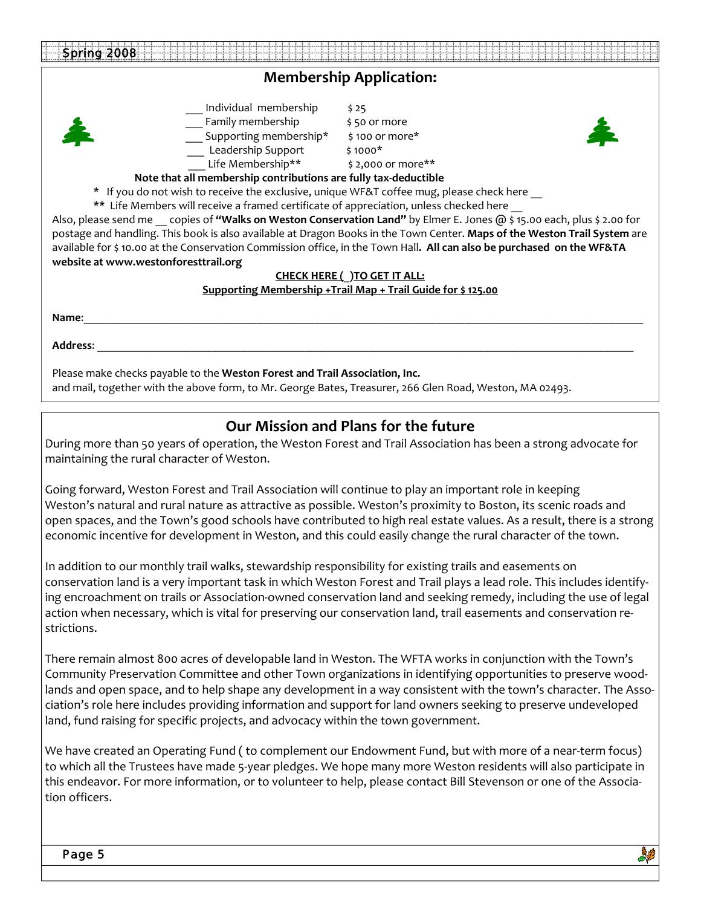## Membership Application:

___ Individual membership $ 25
___ Family membership $ 50 or more
___ Supporting membership* $ 100 or more*
___ Leadership Support $ 1000*
___ Life Membership** $ 2,000 or more**

**Note that all membership contributions are fully tax-deductible**

* If you do not wish to receive the exclusive, unique WF&T coffee mug, please check here __

** Life Members will receive a framed certificate of appreciation, unless checked here __

Also, please send me __ copies of **"Walks on Weston Conservation Land"** by Elmer E. Jones @ $ 15.00 each, plus $ 2.00 for postage and handling. This book is also available at Dragon Books in the Town Center. **Maps of the Weston Trail System** are available for $ 10.00 at the Conservation Commission office, in the Town Hall**. All can also be purchased on the WF&TA website at www.westonforesttrail.org**

**CHECK HERE ( )TO GET IT ALL:**
**Supporting Membership +Trail Map + Trail Guide for $ 125.00**

**Name**:___________________________________________

**Address**: ________________________________________

Please make checks payable to the **Weston Forest and Trail Association, Inc.**
and mail, together with the above form, to Mr. George Bates, Treasurer, 266 Glen Road, Weston, MA 02493.

## Our Mission and Plans for the future

During more than 50 years of operation, the Weston Forest and Trail Association has been a strong advocate for maintaining the rural character of Weston.

Going forward, Weston Forest and Trail Association will continue to play an important role in keeping Weston's natural and rural nature as attractive as possible. Weston's proximity to Boston, its scenic roads and open spaces, and the Town's good schools have contributed to high real estate values. As a result, there is a strong economic incentive for development in Weston, and this could easily change the rural character of the town.

In addition to our monthly trail walks, stewardship responsibility for existing trails and easements on conservation land is a very important task in which Weston Forest and Trail plays a lead role. This includes identifying encroachment on trails or Association-owned conservation land and seeking remedy, including the use of legal action when necessary, which is vital for preserving our conservation land, trail easements and conservation restrictions.

There remain almost 800 acres of developable land in Weston. The WFTA works in conjunction with the Town's Community Preservation Committee and other Town organizations in identifying opportunities to preserve woodlands and open space, and to help shape any development in a way consistent with the town's character. The Association's role here includes providing information and support for land owners seeking to preserve undeveloped land, fund raising for specific projects, and advocacy within the town government.

We have created an Operating Fund ( to complement our Endowment Fund, but with more of a near-term focus) to which all the Trustees have made 5-year pledges. We hope many more Weston residents will also participate in this endeavor. For more information, or to volunteer to help, please contact Bill Stevenson or one of the Association officers.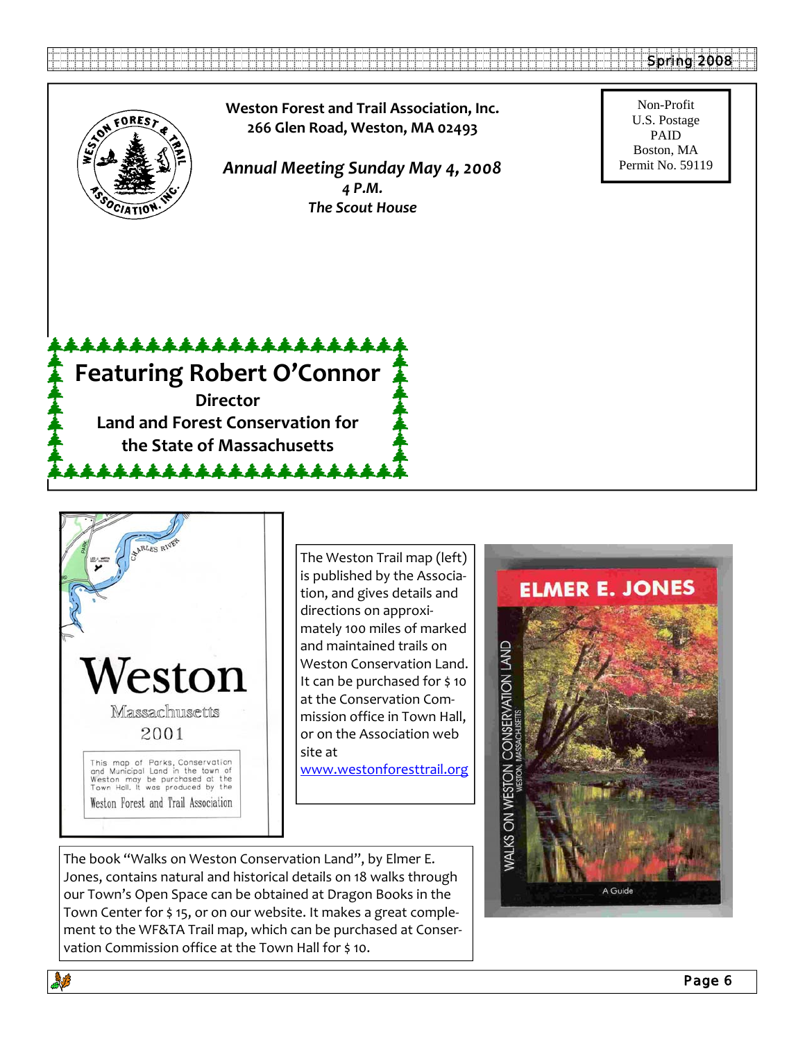**Weston Forest and Trail Association, Inc.**
**266 Glen Road, Weston, MA 02493**

***Annual Meeting Sunday May 4, 2008***
***4 P.M.***
***The Scout House***

Non-Profit
U.S. Postage
PAID
Boston, MA
Permit No. 59119

## Featuring Robert O'Connor

**Director**
**Land and Forest Conservation for the State of Massachusetts**

The Weston Trail map (left) is published by the Association, and gives details and directions on approximately 100 miles of marked and maintained trails on Weston Conservation Land. It can be purchased for $ 10 at the Conservation Commission office in Town Hall, or on the Association web site at www.westonforesttrail.org

The book "Walks on Weston Conservation Land", by Elmer E. Jones, contains natural and historical details on 18 walks through our Town's Open Space can be obtained at Dragon Books in the Town Center for $ 15, or on our website. It makes a great complement to the WF&TA Trail map, which can be purchased at Conservation Commission office at the Town Hall for $ 10.